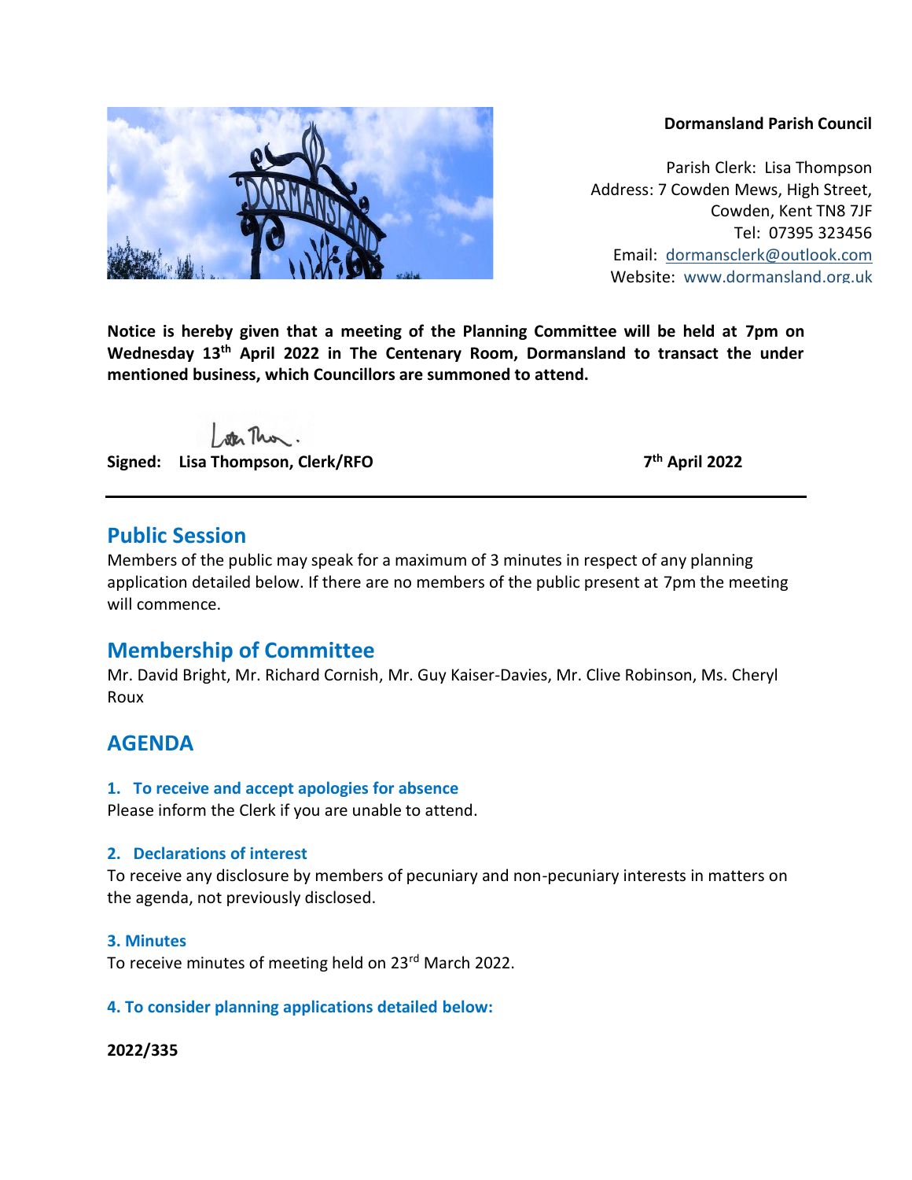**Dormansland Parish Council**

Parish Clerk: Lisa Thompson
Address: 7 Cowden Mews, High Street,
Cowden, Kent TN8 7JF
Tel: 07395 323456
Email: dormansclerk@outlook.com
Website: www.dormansland.org.uk

**Notice is hereby given that a meeting of the Planning Committee will be held at 7pm on Wednesday 13th April 2022 in The Centenary Room, Dormansland to transact the under mentioned business, which Councillors are summoned to attend.**

**Signed: Lisa Thompson, Clerk/RFO** **7th April 2022**

---

## Public Session

Members of the public may speak for a maximum of 3 minutes in respect of any planning application detailed below. If there are no members of the public present at 7pm the meeting will commence.

## Membership of Committee

Mr. David Bright, Mr. Richard Cornish, Mr. Guy Kaiser-Davies, Mr. Clive Robinson, Ms. Cheryl Roux

## AGENDA

### 1. To receive and accept apologies for absence

Please inform the Clerk if you are unable to attend.

### 2. Declarations of interest

To receive any disclosure by members of pecuniary and non-pecuniary interests in matters on the agenda, not previously disclosed.

### 3. Minutes

To receive minutes of meeting held on 23rd March 2022.

### 4. To consider planning applications detailed below:

**2022/335**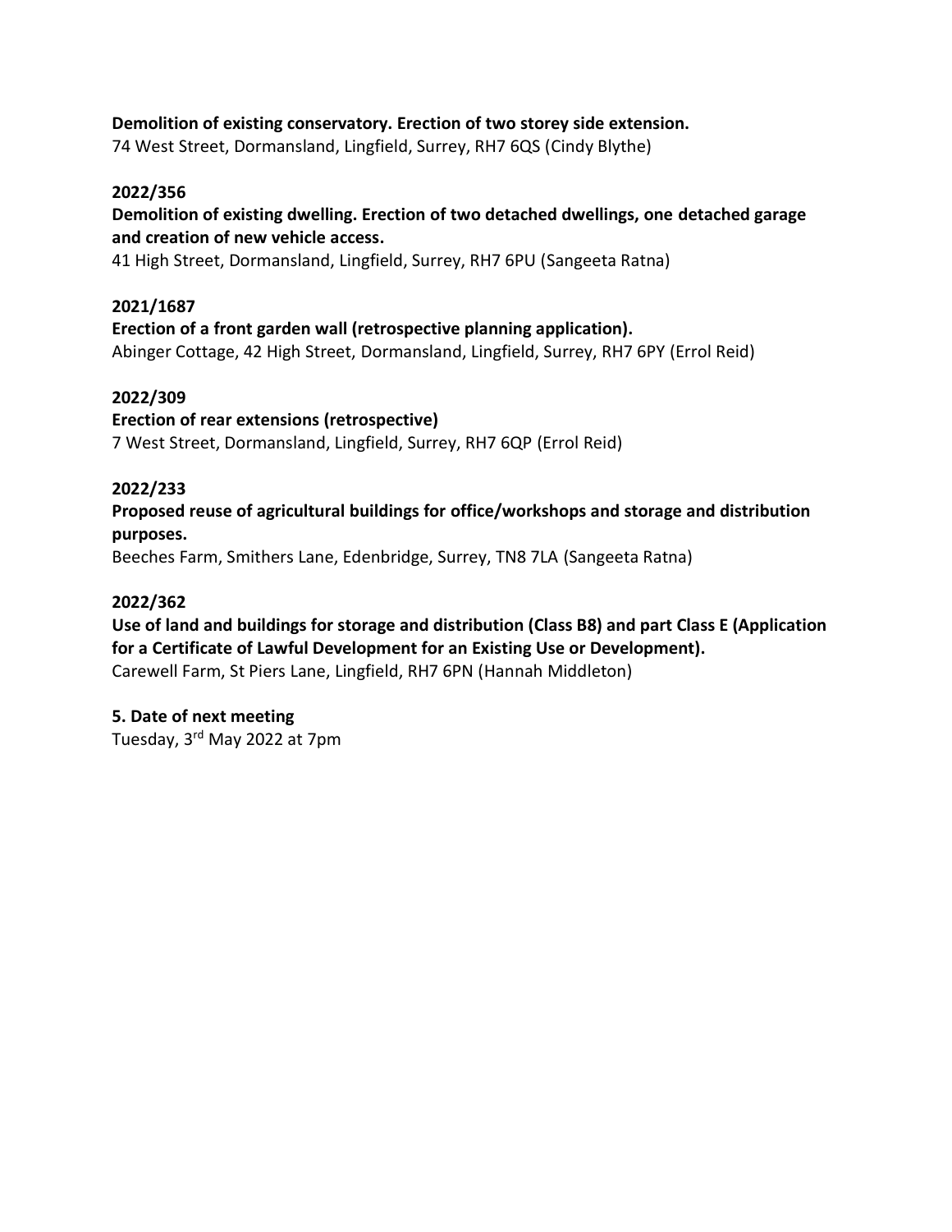**Demolition of existing conservatory. Erection of two storey side extension.**
74 West Street, Dormansland, Lingfield, Surrey, RH7 6QS (Cindy Blythe)

**2022/356**
**Demolition of existing dwelling. Erection of two detached dwellings, one detached garage and creation of new vehicle access.**
41 High Street, Dormansland, Lingfield, Surrey, RH7 6PU (Sangeeta Ratna)

**2021/1687**
**Erection of a front garden wall (retrospective planning application).**
Abinger Cottage, 42 High Street, Dormansland, Lingfield, Surrey, RH7 6PY (Errol Reid)

**2022/309**
**Erection of rear extensions (retrospective)**
7 West Street, Dormansland, Lingfield, Surrey, RH7 6QP (Errol Reid)

**2022/233**
**Proposed reuse of agricultural buildings for office/workshops and storage and distribution purposes.**
Beeches Farm, Smithers Lane, Edenbridge, Surrey, TN8 7LA (Sangeeta Ratna)

**2022/362**
**Use of land and buildings for storage and distribution (Class B8) and part Class E (Application for a Certificate of Lawful Development for an Existing Use or Development).**
Carewell Farm, St Piers Lane, Lingfield, RH7 6PN (Hannah Middleton)

**5. Date of next meeting**
Tuesday, 3rd May 2022 at 7pm